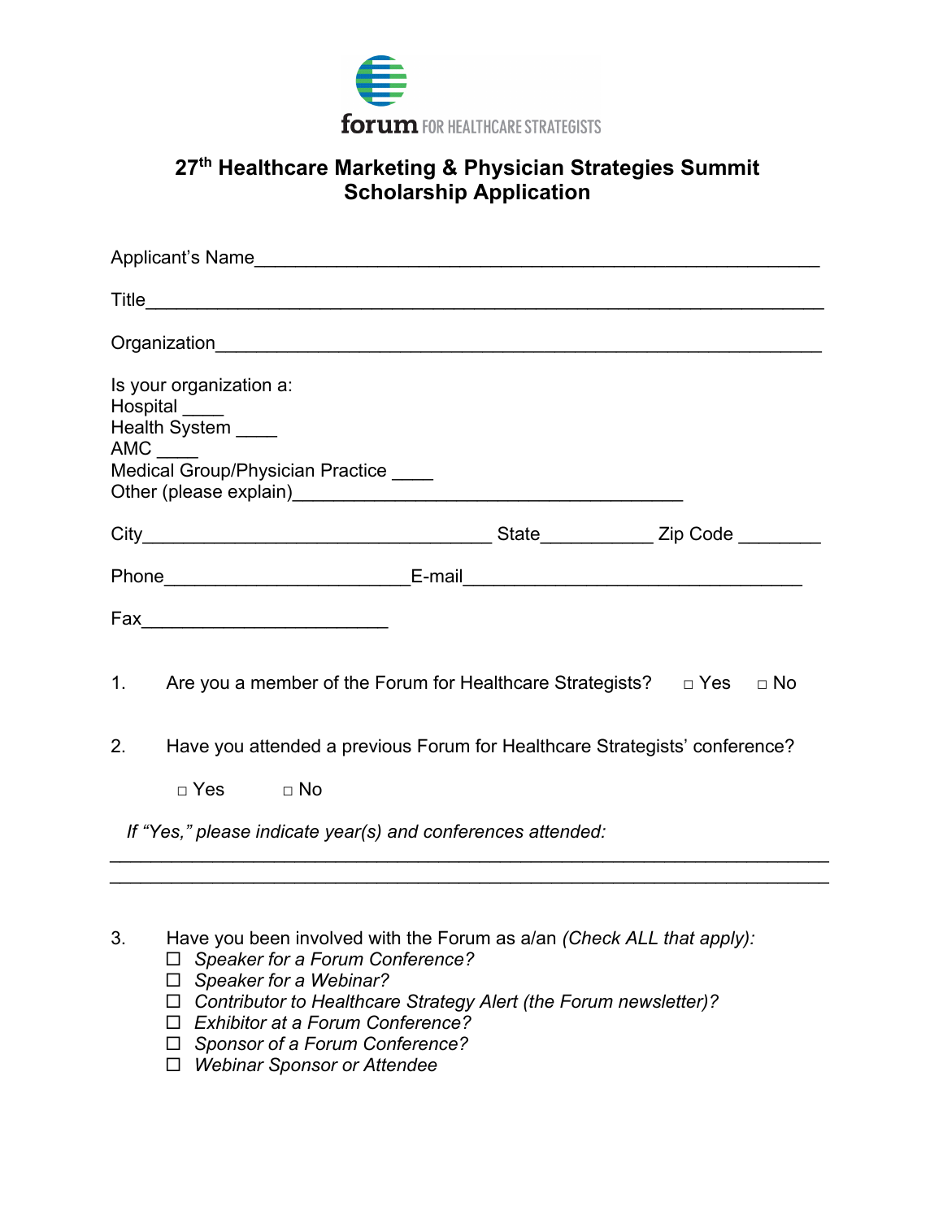forum FOR HEALTHCARE STRATEGISTS

# 27th Healthcare Marketing & Physician Strategies Summit
# Scholarship Application

Applicant's Name_______________________________________________________

Title_____________________________________________________________

Organization_______________________________________________________

Is your organization a:
Hospital ____
Health System ____
AMC ____
Medical Group/Physician Practice ____
Other (please explain)______________________________________

City__________________________________ State___________ Zip Code ________

Phone________________________E-mail_________________________________

Fax________________________

1. Are you a member of the Forum for Healthcare Strategists? □ Yes □ No

2. Have you attended a previous Forum for Healthcare Strategists' conference?

   □ Yes □ No

   *If "Yes," please indicate year(s) and conferences attended:*

______________________________________________________________________
______________________________________________________________________

3. Have you been involved with the Forum as a/an *(Check ALL that apply):*
   - ☐ *Speaker for a Forum Conference?*
   - ☐ *Speaker for a Webinar?*
   - ☐ *Contributor to Healthcare Strategy Alert (the Forum newsletter)?*
   - ☐ *Exhibitor at a Forum Conference?*
   - ☐ *Sponsor of a Forum Conference?*
   - ☐ *Webinar Sponsor or Attendee*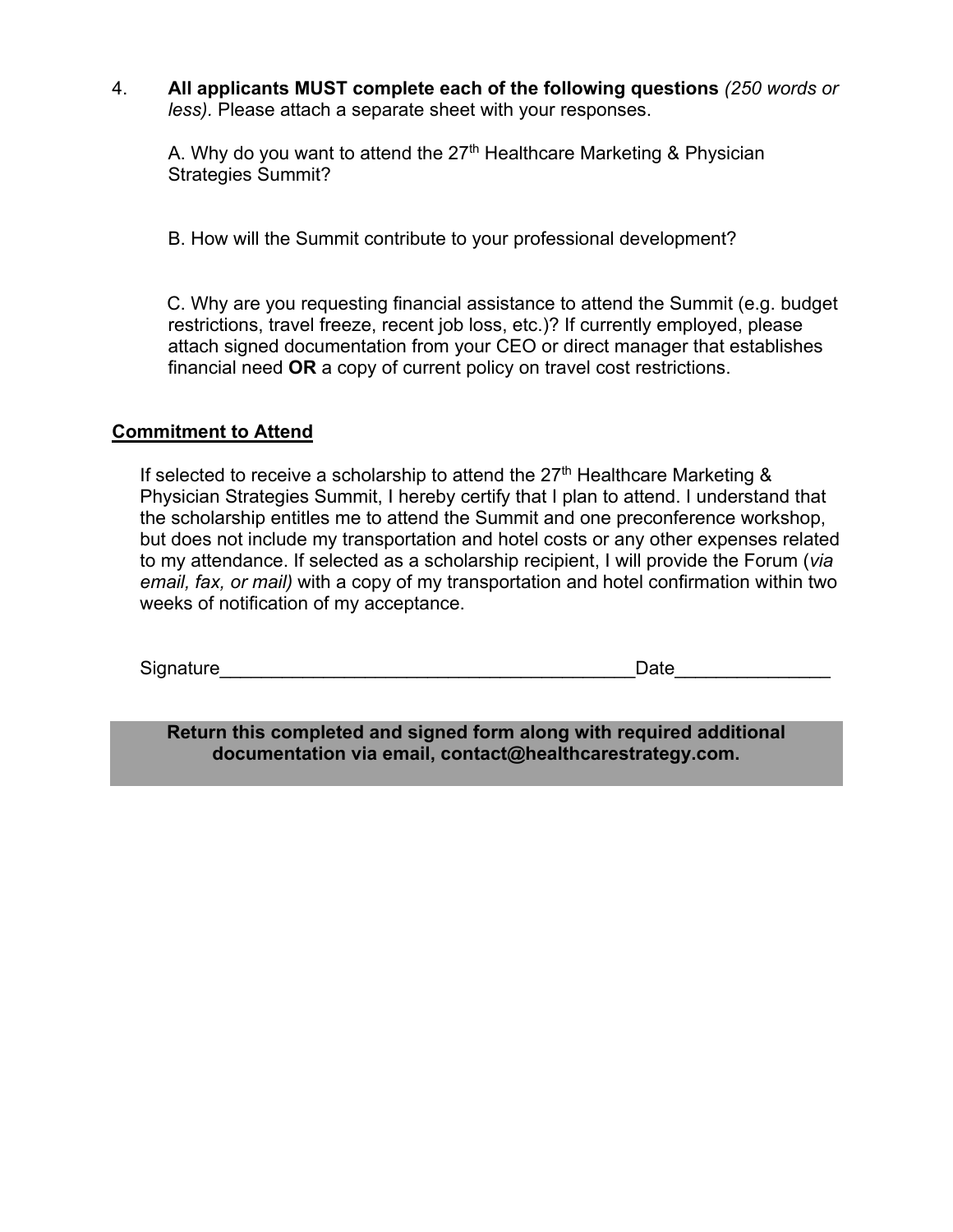4. **All applicants MUST complete each of the following questions** *(250 words or less).* Please attach a separate sheet with your responses.

   A. Why do you want to attend the 27th Healthcare Marketing & Physician Strategies Summit?

   B. How will the Summit contribute to your professional development?

   C. Why are you requesting financial assistance to attend the Summit (e.g. budget restrictions, travel freeze, recent job loss, etc.)? If currently employed, please attach signed documentation from your CEO or direct manager that establishes financial need **OR** a copy of current policy on travel cost restrictions.

## Commitment to Attend

If selected to receive a scholarship to attend the 27th Healthcare Marketing & Physician Strategies Summit, I hereby certify that I plan to attend. I understand that the scholarship entitles me to attend the Summit and one preconference workshop, but does not include my transportation and hotel costs or any other expenses related to my attendance. If selected as a scholarship recipient, I will provide the Forum (*via email, fax, or mail)* with a copy of my transportation and hotel confirmation within two weeks of notification of my acceptance.

Signature________________________________________Date_______________

**Return this completed and signed form along with required additional documentation via email, contact@healthcarestrategy.com.**